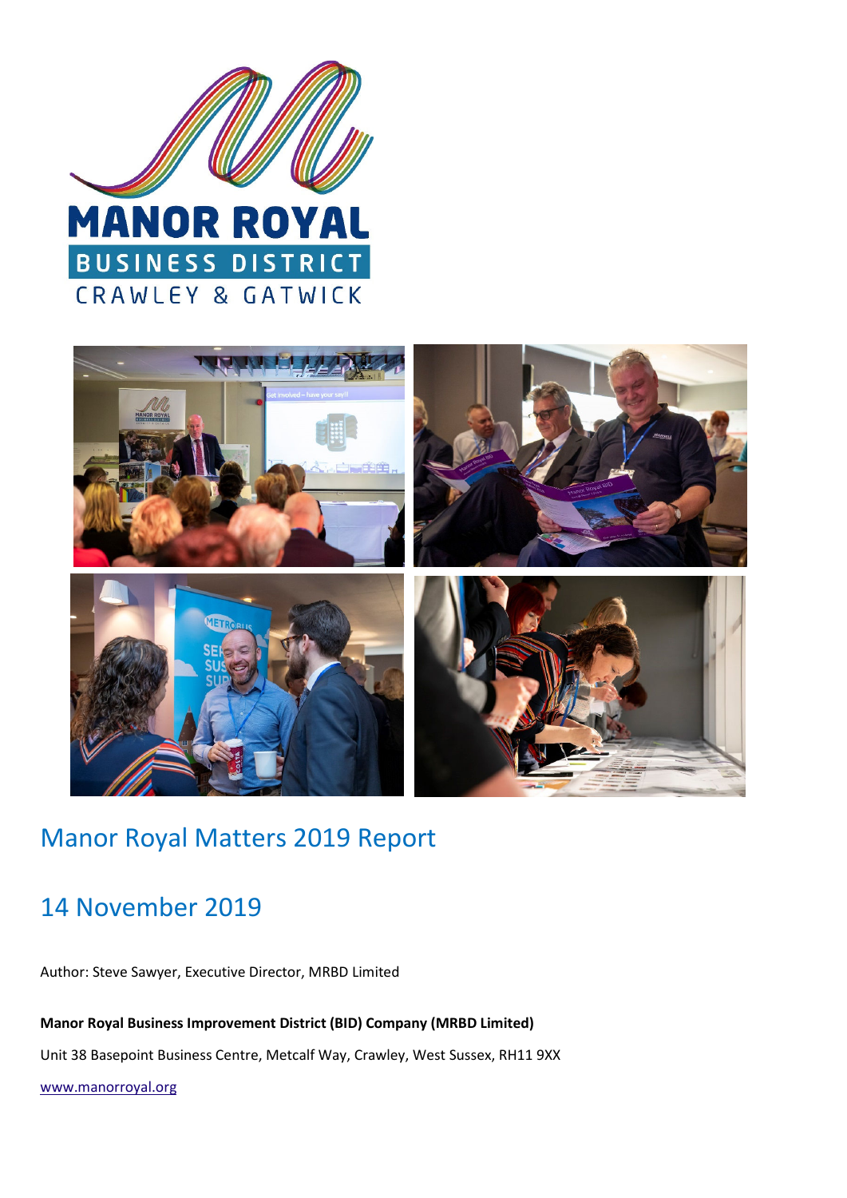# Manor Royal Matters 2019 Report

## 14 November 2019

Author: Steve Sawyer, Executive Director, MRBD Limited

**Manor Royal Business Improvement District (BID) Company (MRBD Limited)**

Unit 38 Basepoint Business Centre, Metcalf Way, Crawley, West Sussex, RH11 9XX

www.manorroyal.org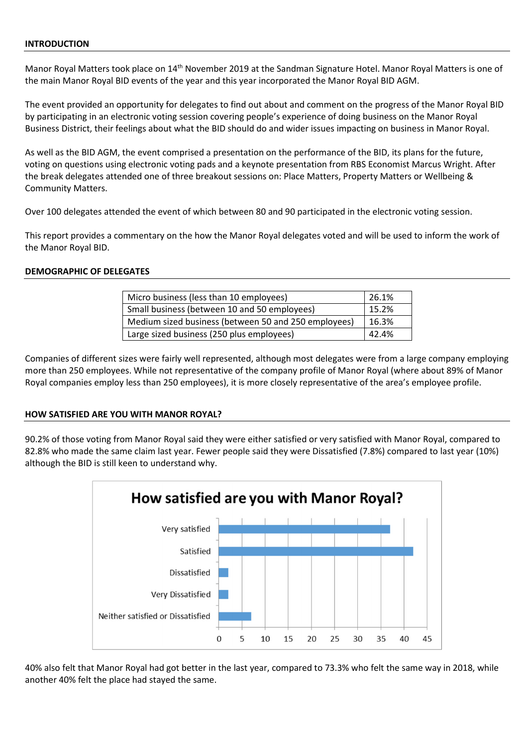## INTRODUCTION

Manor Royal Matters took place on 14th November 2019 at the Sandman Signature Hotel. Manor Royal Matters is one of the main Manor Royal BID events of the year and this year incorporated the Manor Royal BID AGM.

The event provided an opportunity for delegates to find out about and comment on the progress of the Manor Royal BID by participating in an electronic voting session covering people's experience of doing business on the Manor Royal Business District, their feelings about what the BID should do and wider issues impacting on business in Manor Royal.

As well as the BID AGM, the event comprised a presentation on the performance of the BID, its plans for the future, voting on questions using electronic voting pads and a keynote presentation from RBS Economist Marcus Wright. After the break delegates attended one of three breakout sessions on: Place Matters, Property Matters or Wellbeing & Community Matters.

Over 100 delegates attended the event of which between 80 and 90 participated in the electronic voting session.

This report provides a commentary on the how the Manor Royal delegates voted and will be used to inform the work of the Manor Royal BID.

## DEMOGRAPHIC OF DELEGATES

| | |
|---|---|
| Micro business (less than 10 employees) | 26.1% |
| Small business (between 10 and 50 employees) | 15.2% |
| Medium sized business (between 50 and 250 employees) | 16.3% |
| Large sized business (250 plus employees) | 42.4% |

Companies of different sizes were fairly well represented, although most delegates were from a large company employing more than 250 employees. While not representative of the company profile of Manor Royal (where about 89% of Manor Royal companies employ less than 250 employees), it is more closely representative of the area's employee profile.

## HOW SATISFIED ARE YOU WITH MANOR ROYAL?

90.2% of those voting from Manor Royal said they were either satisfied or very satisfied with Manor Royal, compared to 82.8% who made the same claim last year. Fewer people said they were Dissatisfied (7.8%) compared to last year (10%) although the BID is still keen to understand why.

**How satisfied are you with Manor Royal?**

| Response | Votes (approx.) |
|---|---|
| Very satisfied | 37 |
| Satisfied | 42 |
| Dissatisfied | 2 |
| Very Dissatisfied | 2 |
| Neither satisfied or Dissatisfied | 7 |

40% also felt that Manor Royal had got better in the last year, compared to 73.3% who felt the same way in 2018, while another 40% felt the place had stayed the same.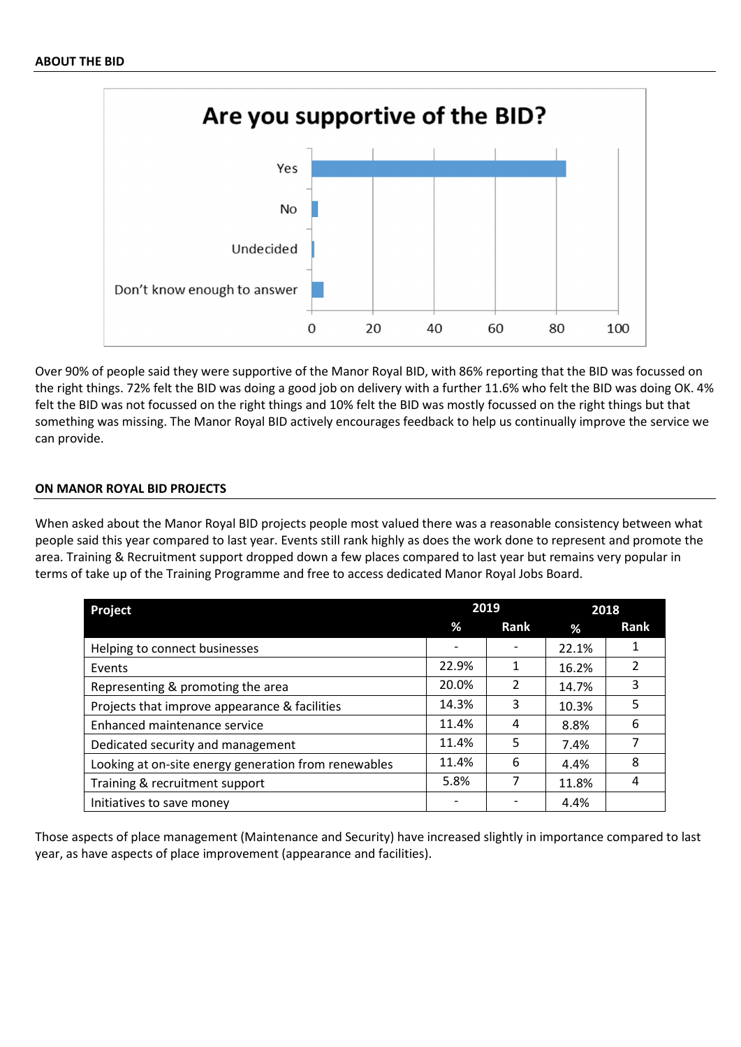## ABOUT THE BID

**Are you supportive of the BID?**

| Response | Value |
|---|---|
| Yes | ~83 |
| No | ~2 |
| Undecided | ~1 |
| Don't know enough to answer | ~4 |

Over 90% of people said they were supportive of the Manor Royal BID, with 86% reporting that the BID was focussed on the right things. 72% felt the BID was doing a good job on delivery with a further 11.6% who felt the BID was doing OK. 4% felt the BID was not focussed on the right things and 10% felt the BID was mostly focussed on the right things but that something was missing. The Manor Royal BID actively encourages feedback to help us continually improve the service we can provide.

## ON MANOR ROYAL BID PROJECTS

When asked about the Manor Royal BID projects people most valued there was a reasonable consistency between what people said this year compared to last year. Events still rank highly as does the work done to represent and promote the area. Training & Recruitment support dropped down a few places compared to last year but remains very popular in terms of take up of the Training Programme and free to access dedicated Manor Royal Jobs Board.

| Project | 2019 | | 2018 | |
|---|---|---|---|---|
| | % | Rank | % | Rank |
| Helping to connect businesses | - | - | 22.1% | 1 |
| Events | 22.9% | 1 | 16.2% | 2 |
| Representing & promoting the area | 20.0% | 2 | 14.7% | 3 |
| Projects that improve appearance & facilities | 14.3% | 3 | 10.3% | 5 |
| Enhanced maintenance service | 11.4% | 4 | 8.8% | 6 |
| Dedicated security and management | 11.4% | 5 | 7.4% | 7 |
| Looking at on-site energy generation from renewables | 11.4% | 6 | 4.4% | 8 |
| Training & recruitment support | 5.8% | 7 | 11.8% | 4 |
| Initiatives to save money | - | - | 4.4% | |

Those aspects of place management (Maintenance and Security) have increased slightly in importance compared to last year, as have aspects of place improvement (appearance and facilities).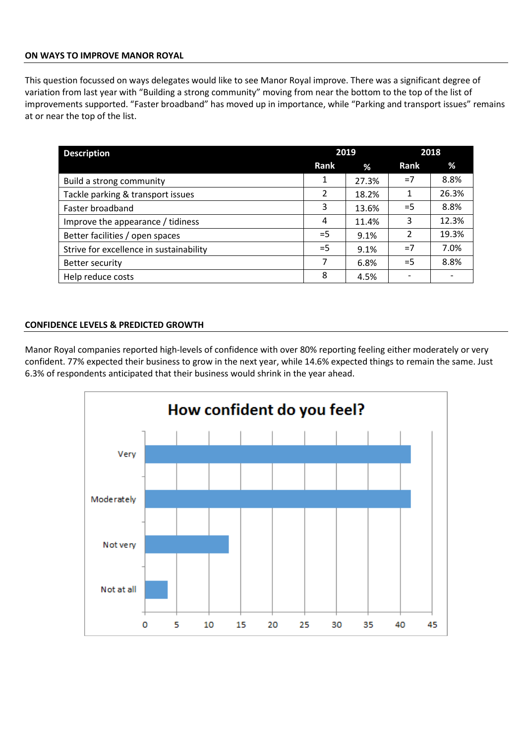## ON WAYS TO IMPROVE MANOR ROYAL

This question focussed on ways delegates would like to see Manor Royal improve. There was a significant degree of variation from last year with "Building a strong community" moving from near the bottom to the top of the list of improvements supported. "Faster broadband" has moved up in importance, while "Parking and transport issues" remains at or near the top of the list.

| Description | 2019 | | 2018 | |
|---|---|---|---|---|
| | Rank | % | Rank | % |
| Build a strong community | 1 | 27.3% | =7 | 8.8% |
| Tackle parking & transport issues | 2 | 18.2% | 1 | 26.3% |
| Faster broadband | 3 | 13.6% | =5 | 8.8% |
| Improve the appearance / tidiness | 4 | 11.4% | 3 | 12.3% |
| Better facilities / open spaces | =5 | 9.1% | 2 | 19.3% |
| Strive for excellence in sustainability | =5 | 9.1% | =7 | 7.0% |
| Better security | 7 | 6.8% | =5 | 8.8% |
| Help reduce costs | 8 | 4.5% | - | - |

## CONFIDENCE LEVELS & PREDICTED GROWTH

Manor Royal companies reported high-levels of confidence with over 80% reporting feeling either moderately or very confident. 77% expected their business to grow in the next year, while 14.6% expected things to remain the same. Just 6.3% of respondents anticipated that their business would shrink in the year ahead.

**How confident do you feel?**

| Response | Value (approx.) |
|---|---|
| Very | 41.7 |
| Moderately | 41.7 |
| Not very | 13.1 |
| Not at all | 3.6 |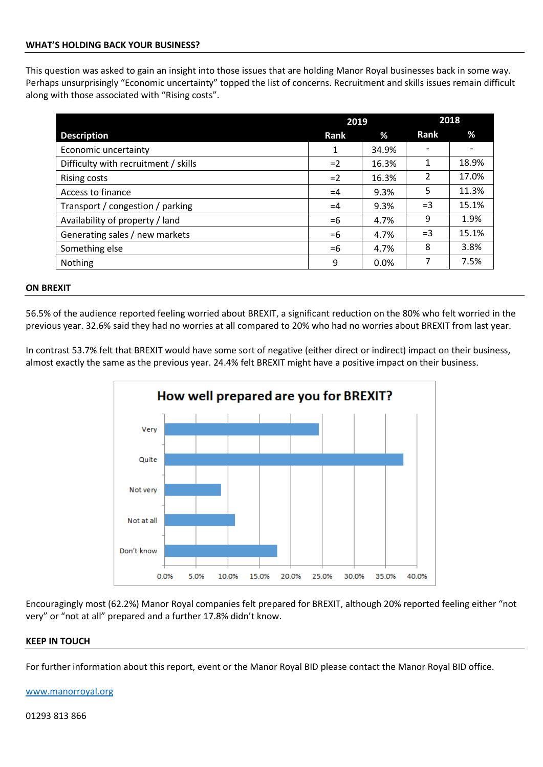## WHAT'S HOLDING BACK YOUR BUSINESS?

This question was asked to gain an insight into those issues that are holding Manor Royal businesses back in some way. Perhaps unsurprisingly "Economic uncertainty" topped the list of concerns. Recruitment and skills issues remain difficult along with those associated with "Rising costs".

| | 2019 | | 2018 | |
|---|---|---|---|---|
| **Description** | **Rank** | **%** | **Rank** | **%** |
| Economic uncertainty | 1 | 34.9% | - | - |
| Difficulty with recruitment / skills | =2 | 16.3% | 1 | 18.9% |
| Rising costs | =2 | 16.3% | 2 | 17.0% |
| Access to finance | =4 | 9.3% | 5 | 11.3% |
| Transport / congestion / parking | =4 | 9.3% | =3 | 15.1% |
| Availability of property / land | =6 | 4.7% | 9 | 1.9% |
| Generating sales / new markets | =6 | 4.7% | =3 | 15.1% |
| Something else | =6 | 4.7% | 8 | 3.8% |
| Nothing | 9 | 0.0% | 7 | 7.5% |

## ON BREXIT

56.5% of the audience reported feeling worried about BREXIT, a significant reduction on the 80% who felt worried in the previous year. 32.6% said they had no worries at all compared to 20% who had no worries about BREXIT from last year.

In contrast 53.7% felt that BREXIT would have some sort of negative (either direct or indirect) impact on their business, almost exactly the same as the previous year. 24.4% felt BREXIT might have a positive impact on their business.

How well prepared are you for BREXIT?

Very
Quite
Not very
Not at all
Don't know

0.0% 5.0% 10.0% 15.0% 20.0% 25.0% 30.0% 35.0% 40.0%

Encouragingly most (62.2%) Manor Royal companies felt prepared for BREXIT, although 20% reported feeling either "not very" or "not at all" prepared and a further 17.8% didn't know.

## KEEP IN TOUCH

For further information about this report, event or the Manor Royal BID please contact the Manor Royal BID office.

www.manorroyal.org

01293 813 866